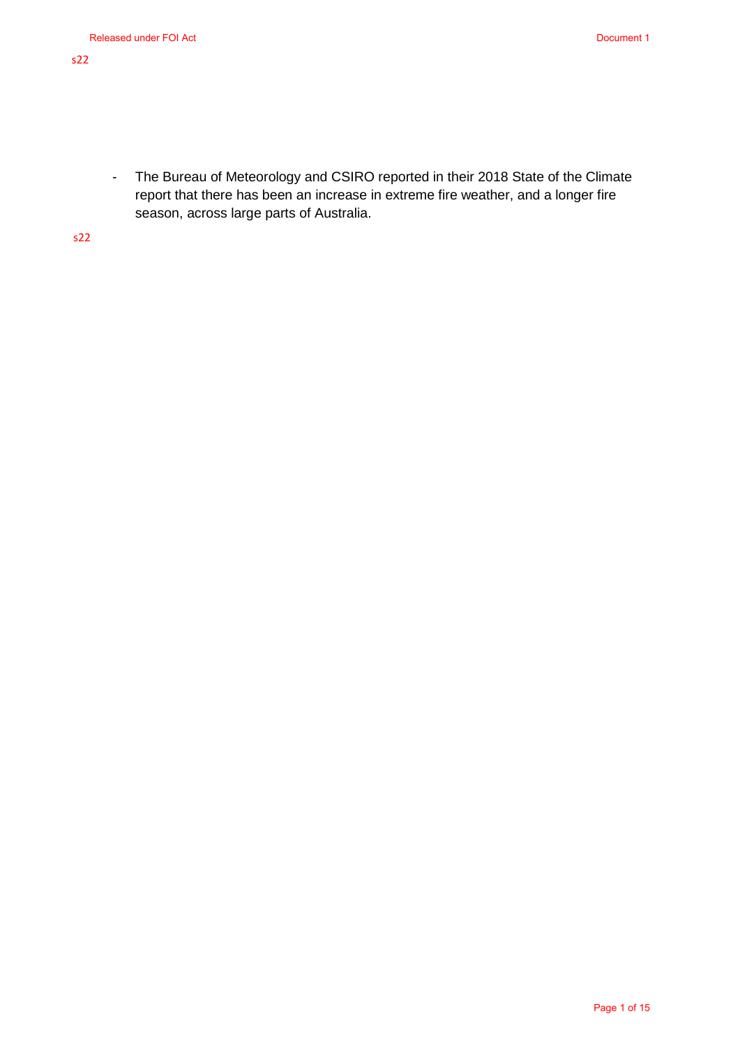s22

- The Bureau of Meteorology and CSIRO reported in their 2018 State of the Climate report that there has been an increase in extreme fire weather, and a longer fire season, across large parts of Australia.

s22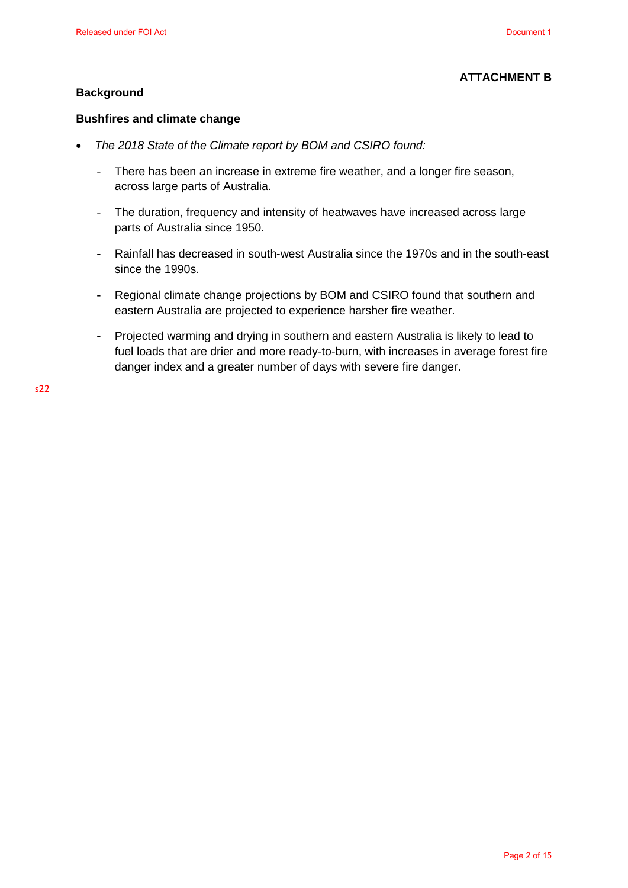**ATTACHMENT B**

## Background

### Bushfires and climate change

- *The 2018 State of the Climate report by BOM and CSIRO found:*
  - There has been an increase in extreme fire weather, and a longer fire season, across large parts of Australia.
  - The duration, frequency and intensity of heatwaves have increased across large parts of Australia since 1950.
  - Rainfall has decreased in south-west Australia since the 1970s and in the south-east since the 1990s.
  - Regional climate change projections by BOM and CSIRO found that southern and eastern Australia are projected to experience harsher fire weather.
  - Projected warming and drying in southern and eastern Australia is likely to lead to fuel loads that are drier and more ready-to-burn, with increases in average forest fire danger index and a greater number of days with severe fire danger.

s22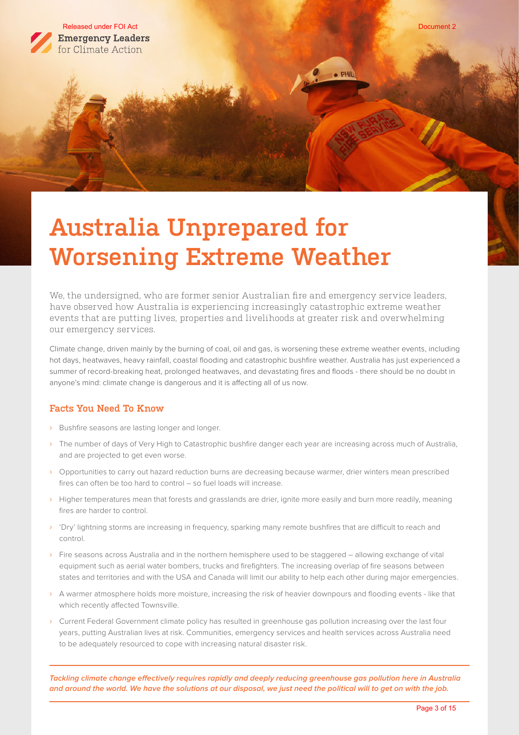Released under FOI Act

Document 2

Emergency Leaders for Climate Action

# Australia Unprepared for Worsening Extreme Weather

We, the undersigned, who are former senior Australian fire and emergency service leaders, have observed how Australia is experiencing increasingly catastrophic extreme weather events that are putting lives, properties and livelihoods at greater risk and overwhelming our emergency services.

Climate change, driven mainly by the burning of coal, oil and gas, is worsening these extreme weather events, including hot days, heatwaves, heavy rainfall, coastal flooding and catastrophic bushfire weather. Australia has just experienced a summer of record-breaking heat, prolonged heatwaves, and devastating fires and floods - there should be no doubt in anyone's mind: climate change is dangerous and it is affecting all of us now.

## Facts You Need To Know

- Bushfire seasons are lasting longer and longer.
- The number of days of Very High to Catastrophic bushfire danger each year are increasing across much of Australia, and are projected to get even worse.
- Opportunities to carry out hazard reduction burns are decreasing because warmer, drier winters mean prescribed fires can often be too hard to control – so fuel loads will increase.
- Higher temperatures mean that forests and grasslands are drier, ignite more easily and burn more readily, meaning fires are harder to control.
- 'Dry' lightning storms are increasing in frequency, sparking many remote bushfires that are difficult to reach and control.
- Fire seasons across Australia and in the northern hemisphere used to be staggered – allowing exchange of vital equipment such as aerial water bombers, trucks and firefighters. The increasing overlap of fire seasons between states and territories and with the USA and Canada will limit our ability to help each other during major emergencies.
- A warmer atmosphere holds more moisture, increasing the risk of heavier downpours and flooding events - like that which recently affected Townsville.
- Current Federal Government climate policy has resulted in greenhouse gas pollution increasing over the last four years, putting Australian lives at risk. Communities, emergency services and health services across Australia need to be adequately resourced to cope with increasing natural disaster risk.

***Tackling climate change effectively requires rapidly and deeply reducing greenhouse gas pollution here in Australia and around the world. We have the solutions at our disposal, we just need the political will to get on with the job.***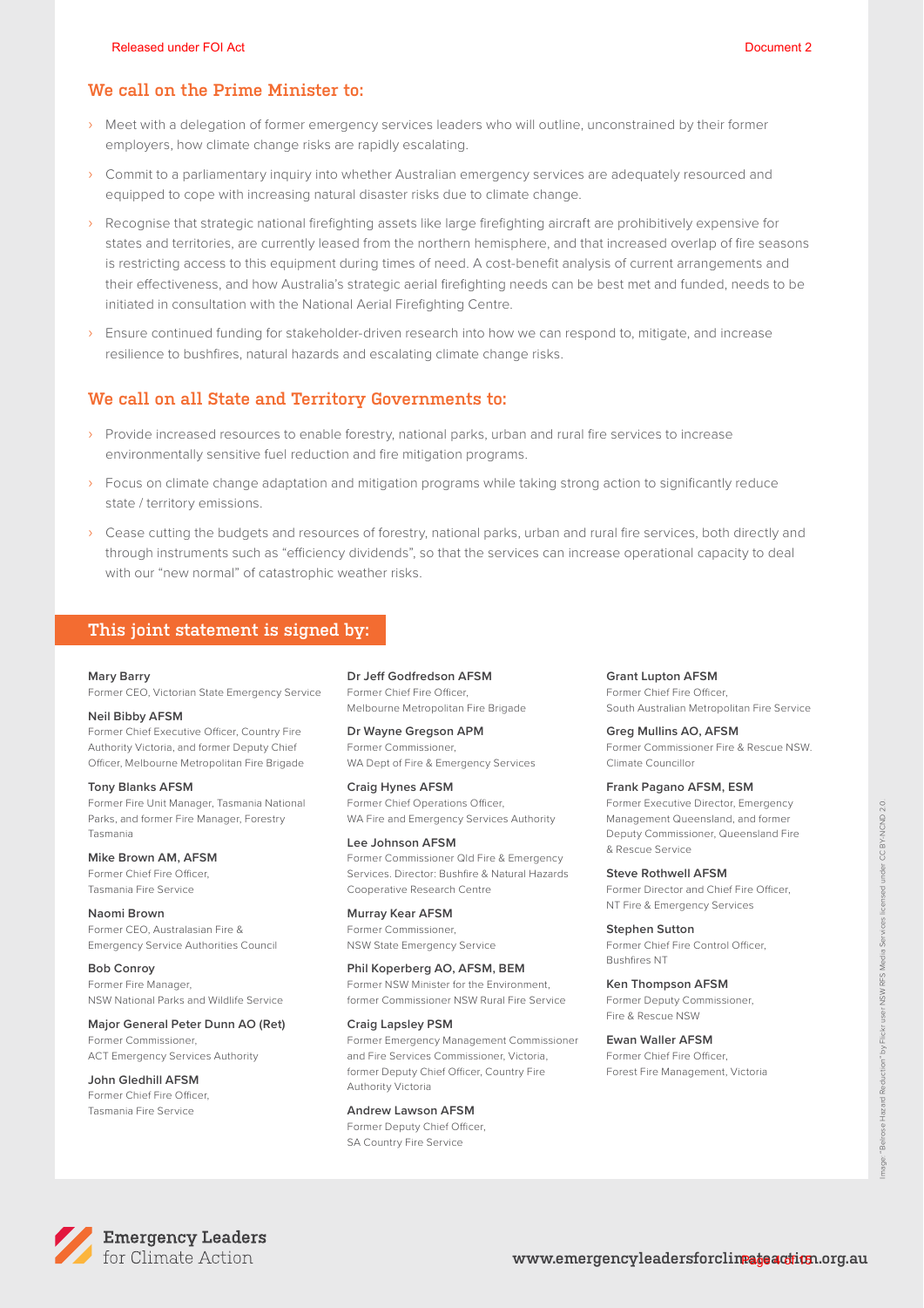## We call on the Prime Minister to:

- Meet with a delegation of former emergency services leaders who will outline, unconstrained by their former employers, how climate change risks are rapidly escalating.
- Commit to a parliamentary inquiry into whether Australian emergency services are adequately resourced and equipped to cope with increasing natural disaster risks due to climate change.
- Recognise that strategic national firefighting assets like large firefighting aircraft are prohibitively expensive for states and territories, are currently leased from the northern hemisphere, and that increased overlap of fire seasons is restricting access to this equipment during times of need. A cost-benefit analysis of current arrangements and their effectiveness, and how Australia's strategic aerial firefighting needs can be best met and funded, needs to be initiated in consultation with the National Aerial Firefighting Centre.
- Ensure continued funding for stakeholder-driven research into how we can respond to, mitigate, and increase resilience to bushfires, natural hazards and escalating climate change risks.

## We call on all State and Territory Governments to:

- Provide increased resources to enable forestry, national parks, urban and rural fire services to increase environmentally sensitive fuel reduction and fire mitigation programs.
- Focus on climate change adaptation and mitigation programs while taking strong action to significantly reduce state / territory emissions.
- Cease cutting the budgets and resources of forestry, national parks, urban and rural fire services, both directly and through instruments such as "efficiency dividends", so that the services can increase operational capacity to deal with our "new normal" of catastrophic weather risks.

## This joint statement is signed by:

**Mary Barry**
Former CEO, Victorian State Emergency Service

**Neil Bibby AFSM**
Former Chief Executive Officer, Country Fire Authority Victoria, and former Deputy Chief Officer, Melbourne Metropolitan Fire Brigade

**Tony Blanks AFSM**
Former Fire Unit Manager, Tasmania National Parks, and former Fire Manager, Forestry Tasmania

**Mike Brown AM, AFSM**
Former Chief Fire Officer, Tasmania Fire Service

**Naomi Brown**
Former CEO, Australasian Fire & Emergency Service Authorities Council

**Bob Conroy**
Former Fire Manager, NSW National Parks and Wildlife Service

**Major General Peter Dunn AO (Ret)**
Former Commissioner, ACT Emergency Services Authority

**John Gledhill AFSM**
Former Chief Fire Officer, Tasmania Fire Service

**Dr Jeff Godfredson AFSM**
Former Chief Fire Officer, Melbourne Metropolitan Fire Brigade

**Dr Wayne Gregson APM**
Former Commissioner, WA Dept of Fire & Emergency Services

**Craig Hynes AFSM**
Former Chief Operations Officer, WA Fire and Emergency Services Authority

**Lee Johnson AFSM**
Former Commissioner Qld Fire & Emergency Services. Director: Bushfire & Natural Hazards Cooperative Research Centre

**Murray Kear AFSM**
Former Commissioner, NSW State Emergency Service

**Phil Koperberg AO, AFSM, BEM**
Former NSW Minister for the Environment, former Commissioner NSW Rural Fire Service

**Craig Lapsley PSM**
Former Emergency Management Commissioner and Fire Services Commissioner, Victoria, former Deputy Chief Officer, Country Fire Authority Victoria

**Andrew Lawson AFSM**
Former Deputy Chief Officer, SA Country Fire Service

**Grant Lupton AFSM**
Former Chief Fire Officer, South Australian Metropolitan Fire Service

**Greg Mullins AO, AFSM**
Former Commissioner Fire & Rescue NSW. Climate Councillor

**Frank Pagano AFSM, ESM**
Former Executive Director, Emergency Management Queensland, and former Deputy Commissioner, Queensland Fire & Rescue Service

**Steve Rothwell AFSM**
Former Director and Chief Fire Officer, NT Fire & Emergency Services

**Stephen Sutton**
Former Chief Fire Control Officer, Bushfires NT

**Ken Thompson AFSM**
Former Deputy Commissioner, Fire & Rescue NSW

**Ewan Waller AFSM**
Former Chief Fire Officer, Forest Fire Management, Victoria

Image: "Belrose Hazard Reduction" by Flickr user NSW RFS Media Services licensed under CC BY-NC-ND 2.0

Emergency Leaders for Climate Action

www.emergencyleadersforclimateaction.org.au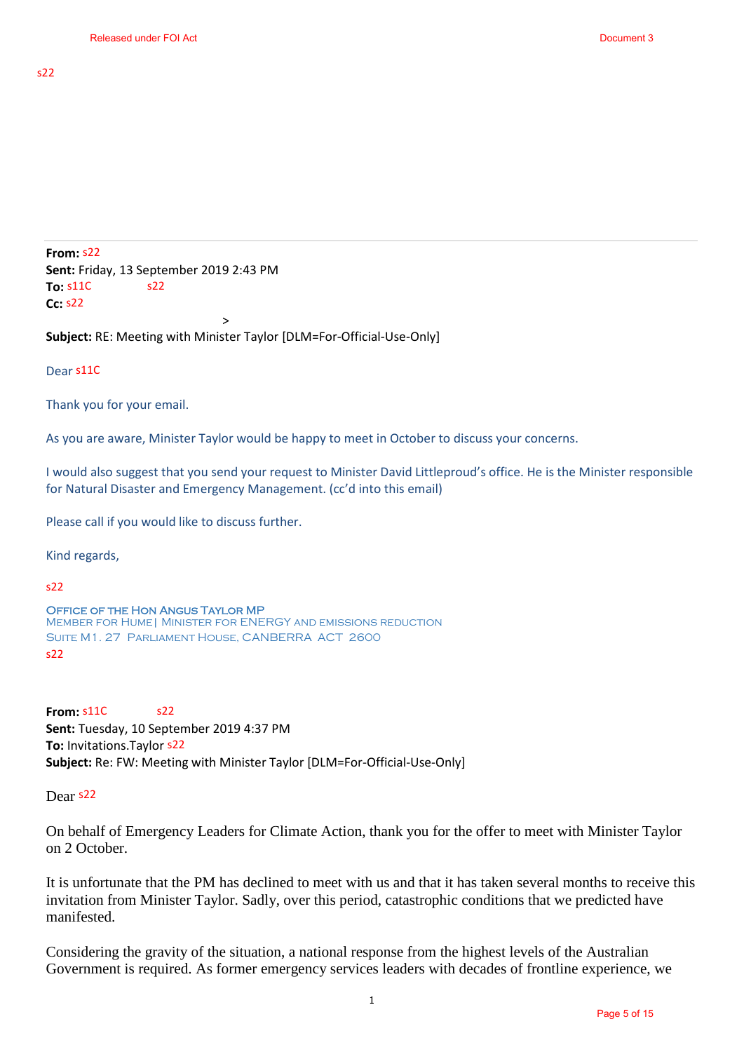s22

---

**From:** s22
**Sent:** Friday, 13 September 2019 2:43 PM
**To:** s11C s22
**Cc:** s22
>
**Subject:** RE: Meeting with Minister Taylor [DLM=For-Official-Use-Only]

Dear s11C

Thank you for your email.

As you are aware, Minister Taylor would be happy to meet in October to discuss your concerns.

I would also suggest that you send your request to Minister David Littleproud's office. He is the Minister responsible for Natural Disaster and Emergency Management. (cc'd into this email)

Please call if you would like to discuss further.

Kind regards,

s22

OFFICE OF THE HON ANGUS TAYLOR MP
MEMBER FOR HUME| MINISTER FOR ENERGY AND EMISSIONS REDUCTION
SUITE M1. 27 PARLIAMENT HOUSE, CANBERRA ACT 2600
s22

**From:** s11C s22
**Sent:** Tuesday, 10 September 2019 4:37 PM
**To:** Invitations.Taylor s22
**Subject:** Re: FW: Meeting with Minister Taylor [DLM=For-Official-Use-Only]

Dear s22

On behalf of Emergency Leaders for Climate Action, thank you for the offer to meet with Minister Taylor on 2 October.

It is unfortunate that the PM has declined to meet with us and that it has taken several months to receive this invitation from Minister Taylor. Sadly, over this period, catastrophic conditions that we predicted have manifested.

Considering the gravity of the situation, a national response from the highest levels of the Australian Government is required. As former emergency services leaders with decades of frontline experience, we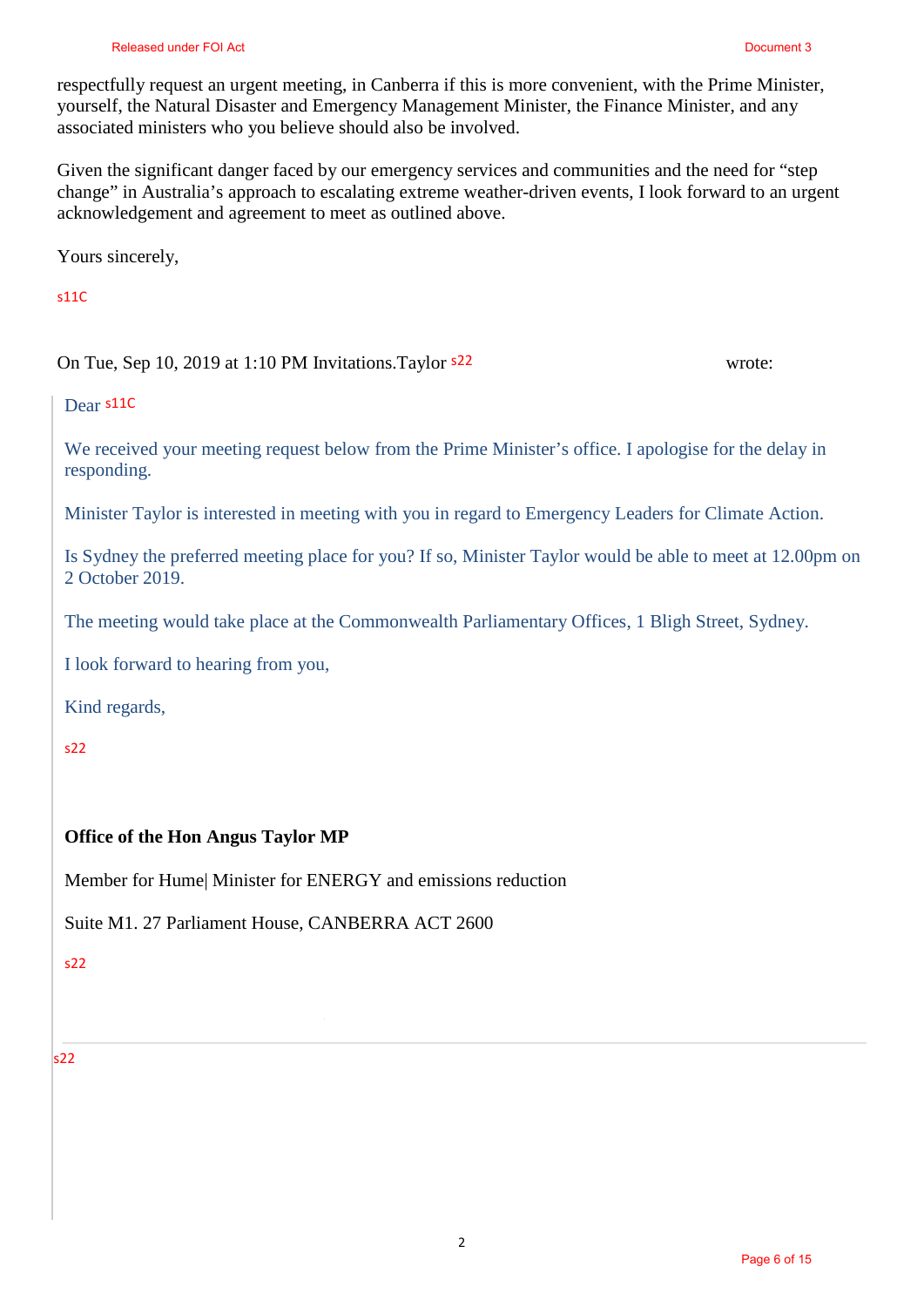respectfully request an urgent meeting, in Canberra if this is more convenient, with the Prime Minister, yourself, the Natural Disaster and Emergency Management Minister, the Finance Minister, and any associated ministers who you believe should also be involved.

Given the significant danger faced by our emergency services and communities and the need for "step change" in Australia's approach to escalating extreme weather-driven events, I look forward to an urgent acknowledgement and agreement to meet as outlined above.

Yours sincerely,

s11C

On Tue, Sep 10, 2019 at 1:10 PM Invitations.Taylor s22 wrote:

> Dear s11C
>
> We received your meeting request below from the Prime Minister's office. I apologise for the delay in responding.
>
> Minister Taylor is interested in meeting with you in regard to Emergency Leaders for Climate Action.
>
> Is Sydney the preferred meeting place for you? If so, Minister Taylor would be able to meet at 12.00pm on 2 October 2019.
>
> The meeting would take place at the Commonwealth Parliamentary Offices, 1 Bligh Street, Sydney.
>
> I look forward to hearing from you,
>
> Kind regards,
>
> s22
>
> **Office of the Hon Angus Taylor MP**
>
> Member for Hume| Minister for ENERGY and emissions reduction
>
> Suite M1. 27 Parliament House, CANBERRA ACT 2600
>
> s22
>
> ---
>
> s22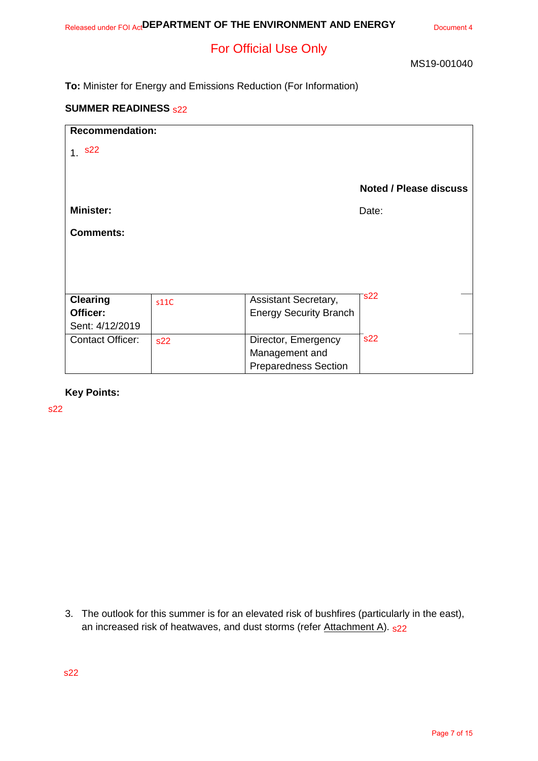Released under FOI Act **DEPARTMENT OF THE ENVIRONMENT AND ENERGY** Document 4

For Official Use Only

MS19-001040

**To:** Minister for Energy and Emissions Reduction (For Information)

**SUMMER READINESS** s22

| **Recommendation:** | | | |
|---|---|---|---|
| 1. s22 | | | |
| | | | **Noted / Please discuss** |
| **Minister:** | | | Date: |
| **Comments:** | | | |
| **Clearing Officer:** Sent: 4/12/2019 | s11C | Assistant Secretary, Energy Security Branch | s22 |
| Contact Officer: | s22 | Director, Emergency Management and Preparedness Section | s22 |

**Key Points:**

s22

3. The outlook for this summer is for an elevated risk of bushfires (particularly in the east), an increased risk of heatwaves, and dust storms (refer Attachment A). s22

s22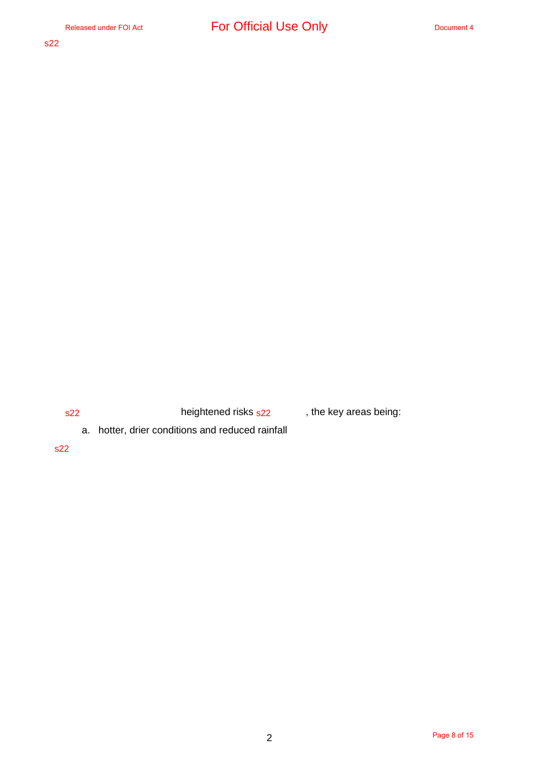s22

s22 heightened risks s22 , the key areas being:

a. hotter, drier conditions and reduced rainfall

s22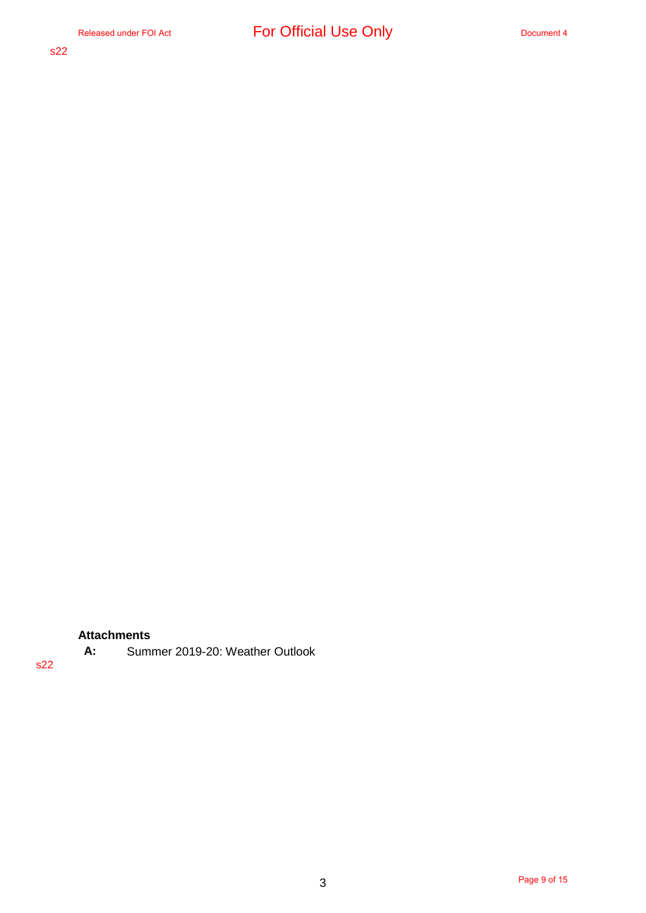s22

**Attachments**

**A:** Summer 2019-20: Weather Outlook

s22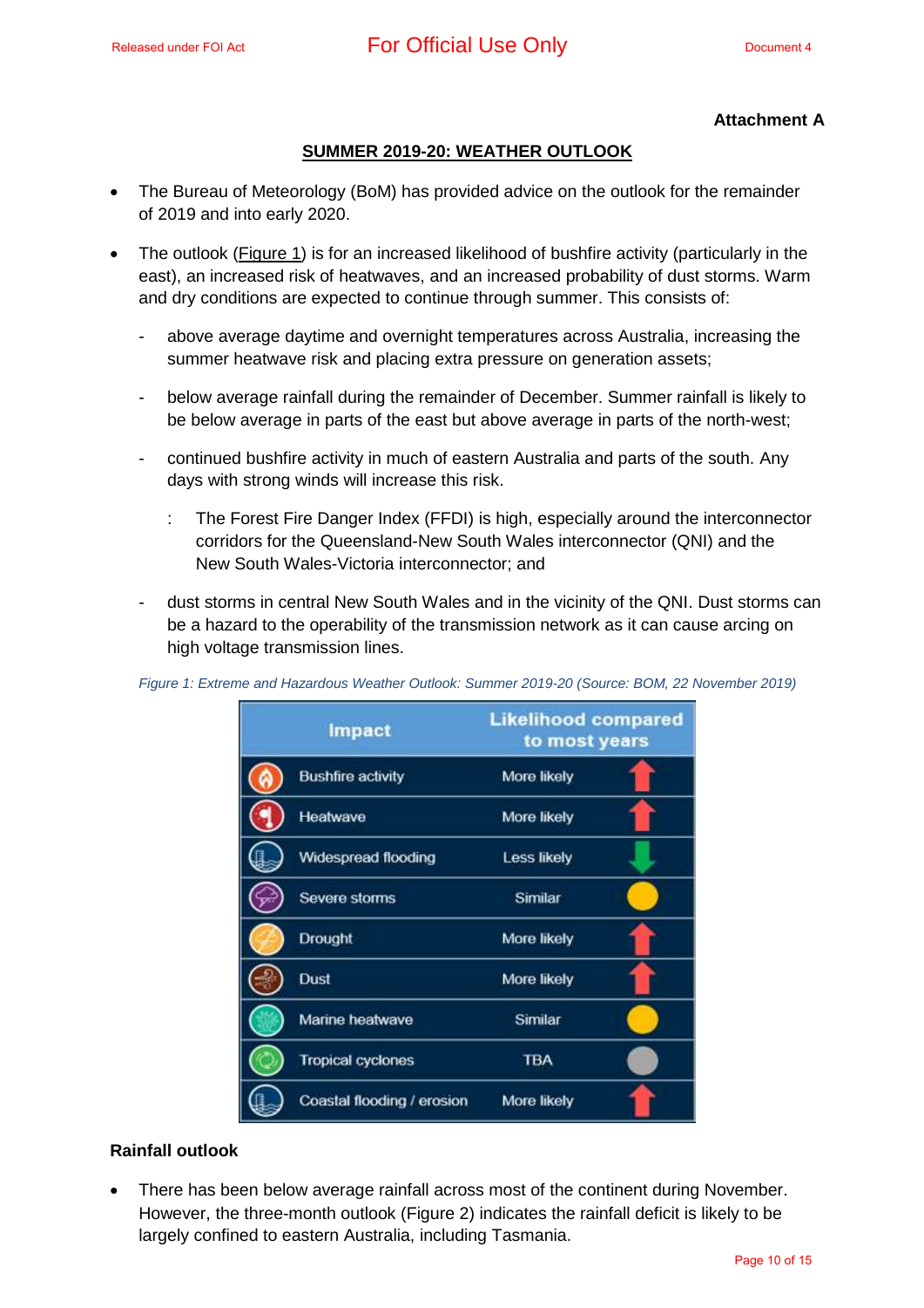**Attachment A**

## SUMMER 2019-20: WEATHER OUTLOOK

- The Bureau of Meteorology (BoM) has provided advice on the outlook for the remainder of 2019 and into early 2020.
- The outlook (Figure 1) is for an increased likelihood of bushfire activity (particularly in the east), an increased risk of heatwaves, and an increased probability of dust storms. Warm and dry conditions are expected to continue through summer. This consists of:
  - above average daytime and overnight temperatures across Australia, increasing the summer heatwave risk and placing extra pressure on generation assets;
  - below average rainfall during the remainder of December. Summer rainfall is likely to be below average in parts of the east but above average in parts of the north-west;
  - continued bushfire activity in much of eastern Australia and parts of the south. Any days with strong winds will increase this risk.
    - The Forest Fire Danger Index (FFDI) is high, especially around the interconnector corridors for the Queensland-New South Wales interconnector (QNI) and the New South Wales-Victoria interconnector; and
  - dust storms in central New South Wales and in the vicinity of the QNI. Dust storms can be a hazard to the operability of the transmission network as it can cause arcing on high voltage transmission lines.

*Figure 1: Extreme and Hazardous Weather Outlook: Summer 2019-20 (Source: BOM, 22 November 2019)*

| Impact | Likelihood compared to most years |
|---|---|
| Bushfire activity | More likely ↑ |
| Heatwave | More likely ↑ |
| Widespread flooding | Less likely ↓ |
| Severe storms | Similar |
| Drought | More likely ↑ |
| Dust | More likely ↑ |
| Marine heatwave | Similar |
| Tropical cyclones | TBA |
| Coastal flooding / erosion | More likely ↑ |

**Rainfall outlook**

- There has been below average rainfall across most of the continent during November. However, the three-month outlook (Figure 2) indicates the rainfall deficit is likely to be largely confined to eastern Australia, including Tasmania.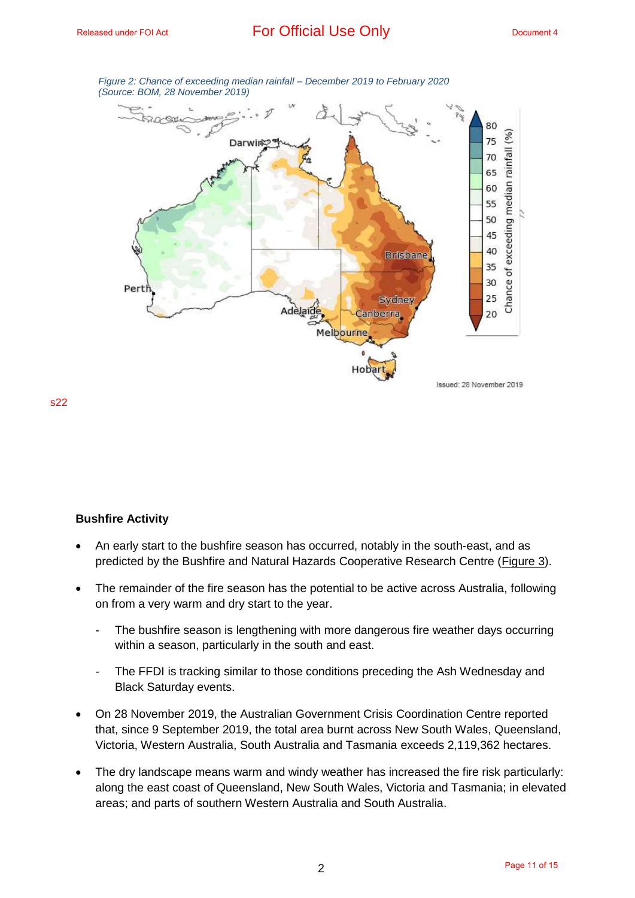*Figure 2: Chance of exceeding median rainfall – December 2019 to February 2020 (Source: BOM, 28 November 2019)*

s22

**Bushfire Activity**

- An early start to the bushfire season has occurred, notably in the south-east, and as predicted by the Bushfire and Natural Hazards Cooperative Research Centre (Figure 3).
- The remainder of the fire season has the potential to be active across Australia, following on from a very warm and dry start to the year.
  - The bushfire season is lengthening with more dangerous fire weather days occurring within a season, particularly in the south and east.
  - The FFDI is tracking similar to those conditions preceding the Ash Wednesday and Black Saturday events.
- On 28 November 2019, the Australian Government Crisis Coordination Centre reported that, since 9 September 2019, the total area burnt across New South Wales, Queensland, Victoria, Western Australia, South Australia and Tasmania exceeds 2,119,362 hectares.
- The dry landscape means warm and windy weather has increased the fire risk particularly: along the east coast of Queensland, New South Wales, Victoria and Tasmania; in elevated areas; and parts of southern Western Australia and South Australia.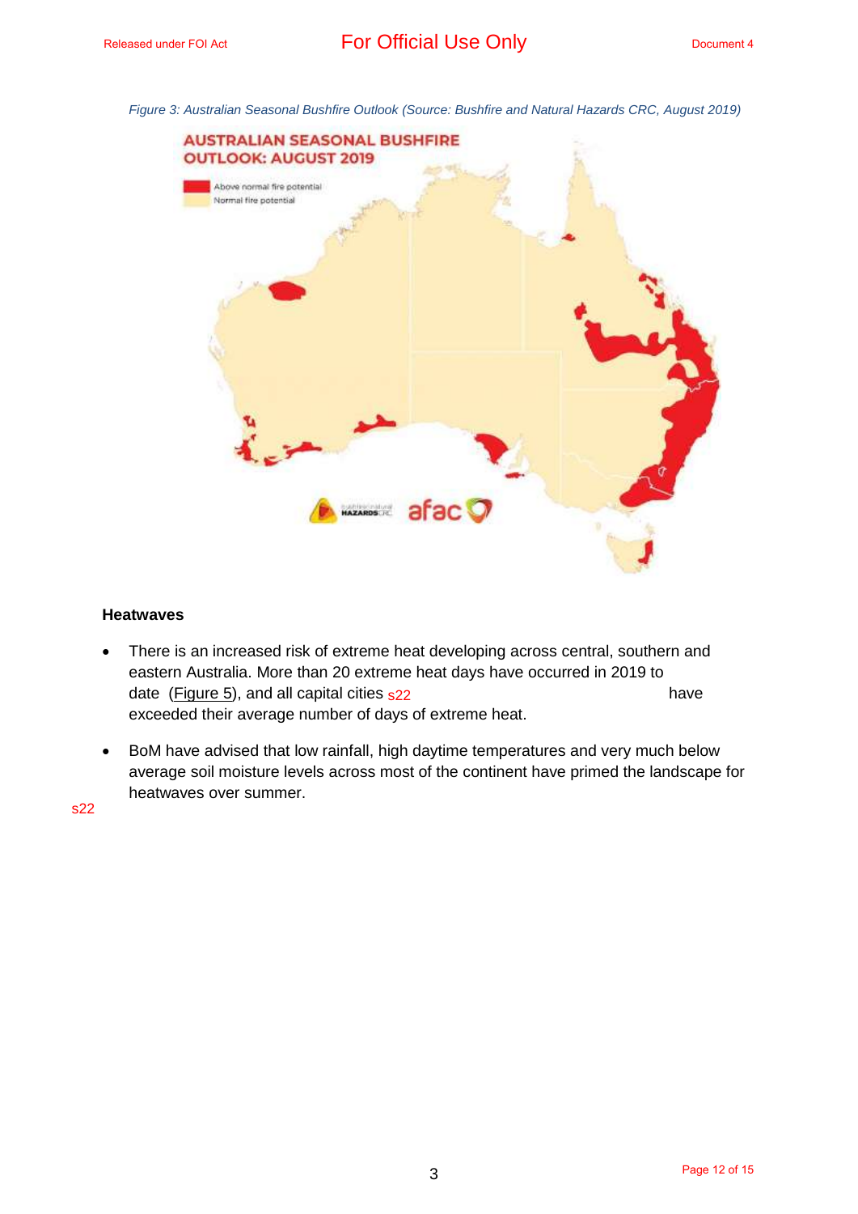*Figure 3: Australian Seasonal Bushfire Outlook (Source: Bushfire and Natural Hazards CRC, August 2019)*

**Heatwaves**

- There is an increased risk of extreme heat developing across central, southern and eastern Australia. More than 20 extreme heat days have occurred in 2019 to date (Figure 5), and all capital cities s22 have exceeded their average number of days of extreme heat.
- BoM have advised that low rainfall, high daytime temperatures and very much below average soil moisture levels across most of the continent have primed the landscape for heatwaves over summer.

s22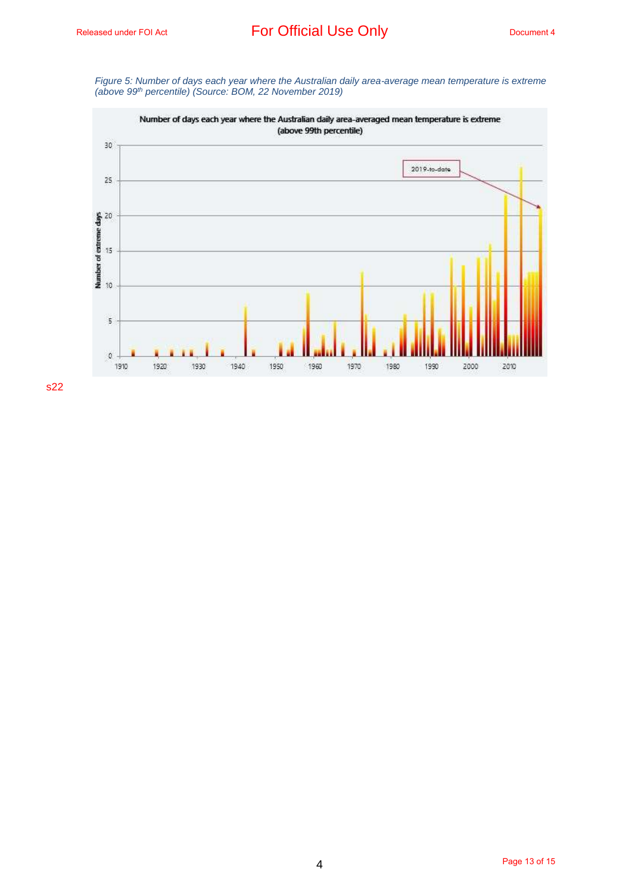*Figure 5: Number of days each year where the Australian daily area-average mean temperature is extreme (above 99th percentile) (Source: BOM, 22 November 2019)*

s22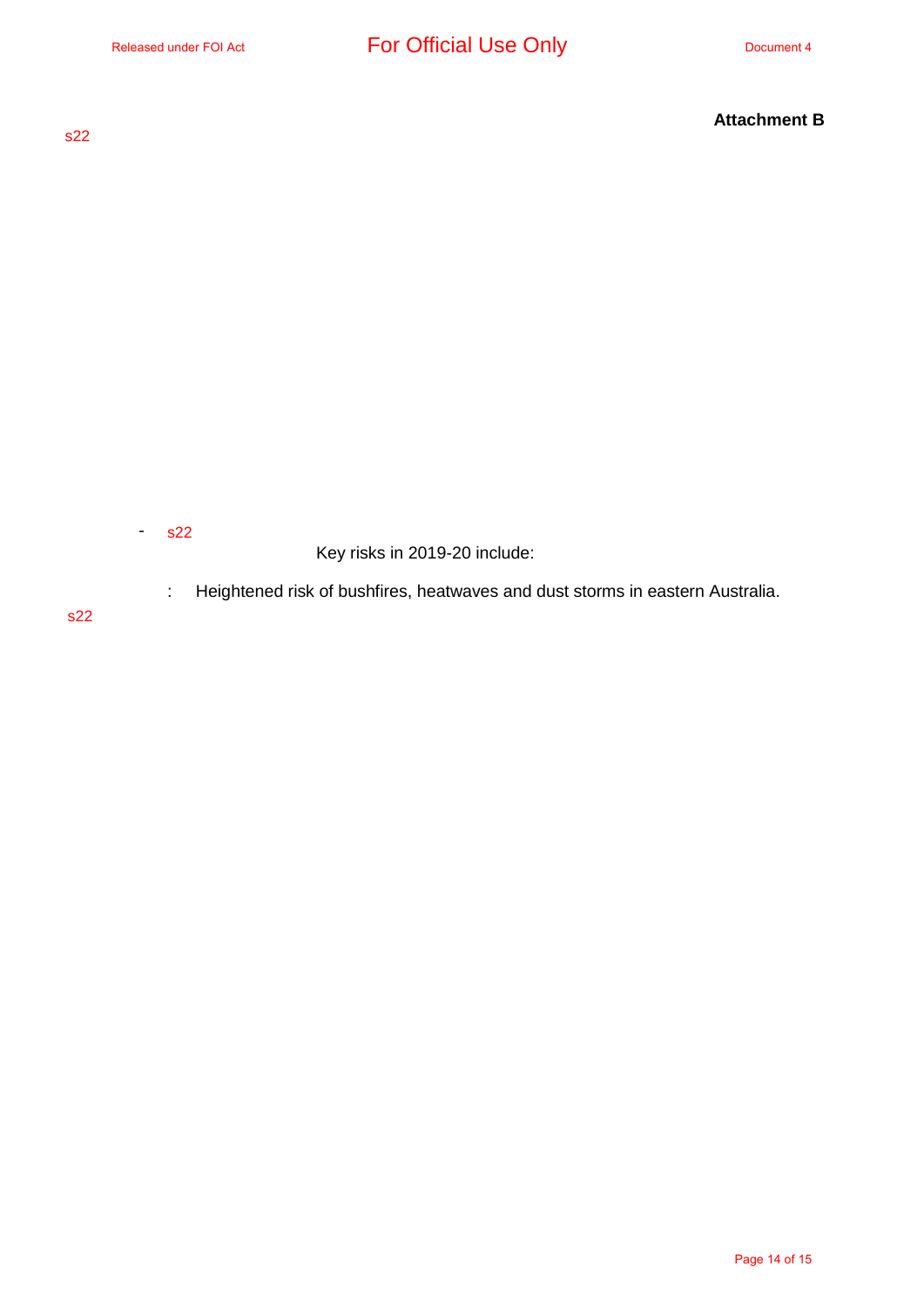**Attachment B**

s22

- s22

  Key risks in 2019-20 include:

  : Heightened risk of bushfires, heatwaves and dust storms in eastern Australia.

s22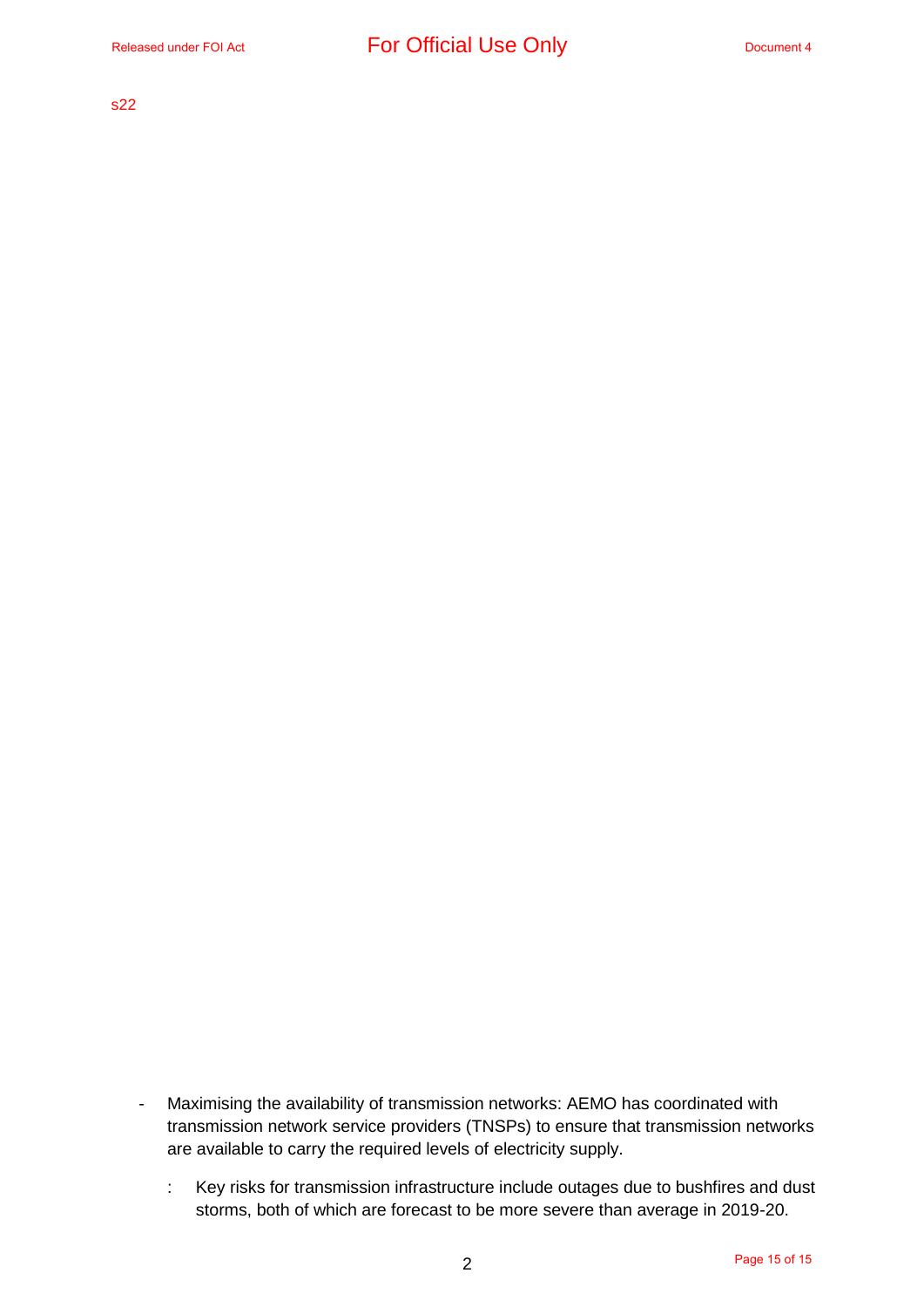s22

- Maximising the availability of transmission networks: AEMO has coordinated with transmission network service providers (TNSPs) to ensure that transmission networks are available to carry the required levels of electricity supply.
  - Key risks for transmission infrastructure include outages due to bushfires and dust storms, both of which are forecast to be more severe than average in 2019-20.